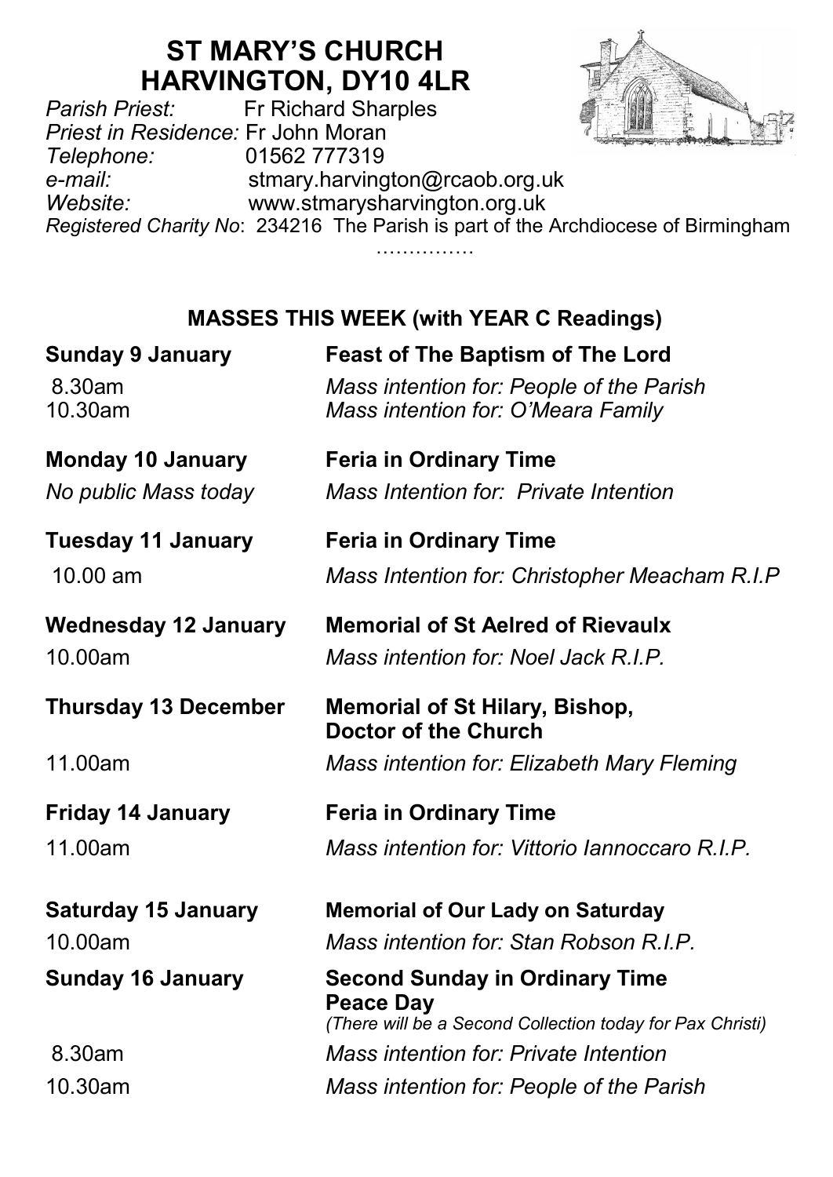# ST MARY'S CHURCH
# HARVINGTON, DY10 4LR

*Parish Priest:* Fr Richard Sharples
*Priest in Residence:* Fr John Moran
*Telephone:* 01562 777319
*e-mail:* stmary.harvington@rcaob.org.uk
*Website:* www.stmarysharvington.org.uk
*Registered Charity No*: 234216 The Parish is part of the Archdiocese of Birmingham

……………

### MASSES THIS WEEK (with YEAR C Readings)

| | |
|---|---|
| **Sunday 9 January** | **Feast of The Baptism of The Lord** |
| 8.30am | *Mass intention for: People of the Parish* |
| 10.30am | *Mass intention for: O'Meara Family* |
| **Monday 10 January** | **Feria in Ordinary Time** |
| *No public Mass today* | *Mass Intention for: Private Intention* |
| **Tuesday 11 January** | **Feria in Ordinary Time** |
| 10.00 am | *Mass Intention for: Christopher Meacham R.I.P* |
| **Wednesday 12 January** | **Memorial of St Aelred of Rievaulx** |
| 10.00am | *Mass intention for: Noel Jack R.I.P.* |
| **Thursday 13 December** | **Memorial of St Hilary, Bishop, Doctor of the Church** |
| 11.00am | *Mass intention for: Elizabeth Mary Fleming* |
| **Friday 14 January** | **Feria in Ordinary Time** |
| 11.00am | *Mass intention for: Vittorio Iannoccaro R.I.P.* |
| **Saturday 15 January** | **Memorial of Our Lady on Saturday** |
| 10.00am | *Mass intention for: Stan Robson R.I.P.* |
| **Sunday 16 January** | **Second Sunday in Ordinary Time** **Peace Day** *(There will be a Second Collection today for Pax Christi)* |
| 8.30am | *Mass intention for: Private Intention* |
| 10.30am | *Mass intention for: People of the Parish* |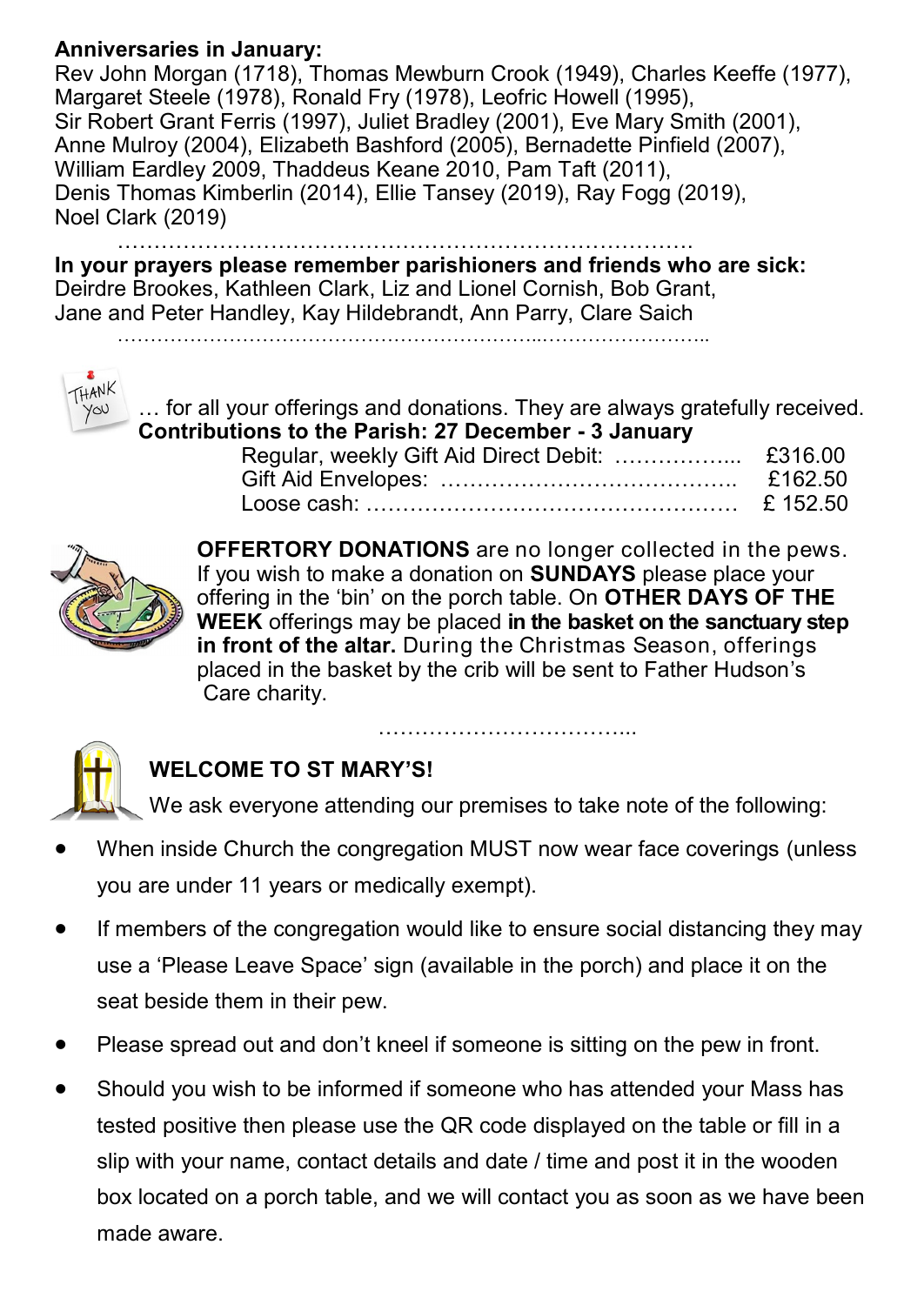**Anniversaries in January:**
Rev John Morgan (1718), Thomas Mewburn Crook (1949), Charles Keeffe (1977), Margaret Steele (1978), Ronald Fry (1978), Leofric Howell (1995), Sir Robert Grant Ferris (1997), Juliet Bradley (2001), Eve Mary Smith (2001), Anne Mulroy (2004), Elizabeth Bashford (2005), Bernadette Pinfield (2007), William Eardley 2009, Thaddeus Keane 2010, Pam Taft (2011), Denis Thomas Kimberlin (2014), Ellie Tansey (2019), Ray Fogg (2019), Noel Clark (2019)

……………………………………………………………………….

**In your prayers please remember parishioners and friends who are sick:**
Deirdre Brookes, Kathleen Clark, Liz and Lionel Cornish, Bob Grant, Jane and Peter Handley, Kay Hildebrandt, Ann Parry, Clare Saich

………………………………………………………...……………………..

THANK YOU … for all your offerings and donations. They are always gratefully received.

**Contributions to the Parish: 27 December - 3 January**

| | |
|---|---|
| Regular, weekly Gift Aid Direct Debit: …………….. | £316.00 |
| Gift Aid Envelopes: ………………………………….. | £162.50 |
| Loose cash: …………………………………………… | £ 152.50 |

**OFFERTORY DONATIONS** are no longer collected in the pews. If you wish to make a donation on **SUNDAYS** please place your offering in the 'bin' on the porch table. On **OTHER DAYS OF THE WEEK** offerings may be placed **in the basket on the sanctuary step in front of the altar.** During the Christmas Season, offerings placed in the basket by the crib will be sent to Father Hudson's Care charity.

……………………………...

**WELCOME TO ST MARY'S!**

We ask everyone attending our premises to take note of the following:

- When inside Church the congregation MUST now wear face coverings (unless you are under 11 years or medically exempt).
- If members of the congregation would like to ensure social distancing they may use a 'Please Leave Space' sign (available in the porch) and place it on the seat beside them in their pew.
- Please spread out and don't kneel if someone is sitting on the pew in front.
- Should you wish to be informed if someone who has attended your Mass has tested positive then please use the QR code displayed on the table or fill in a slip with your name, contact details and date / time and post it in the wooden box located on a porch table, and we will contact you as soon as we have been made aware.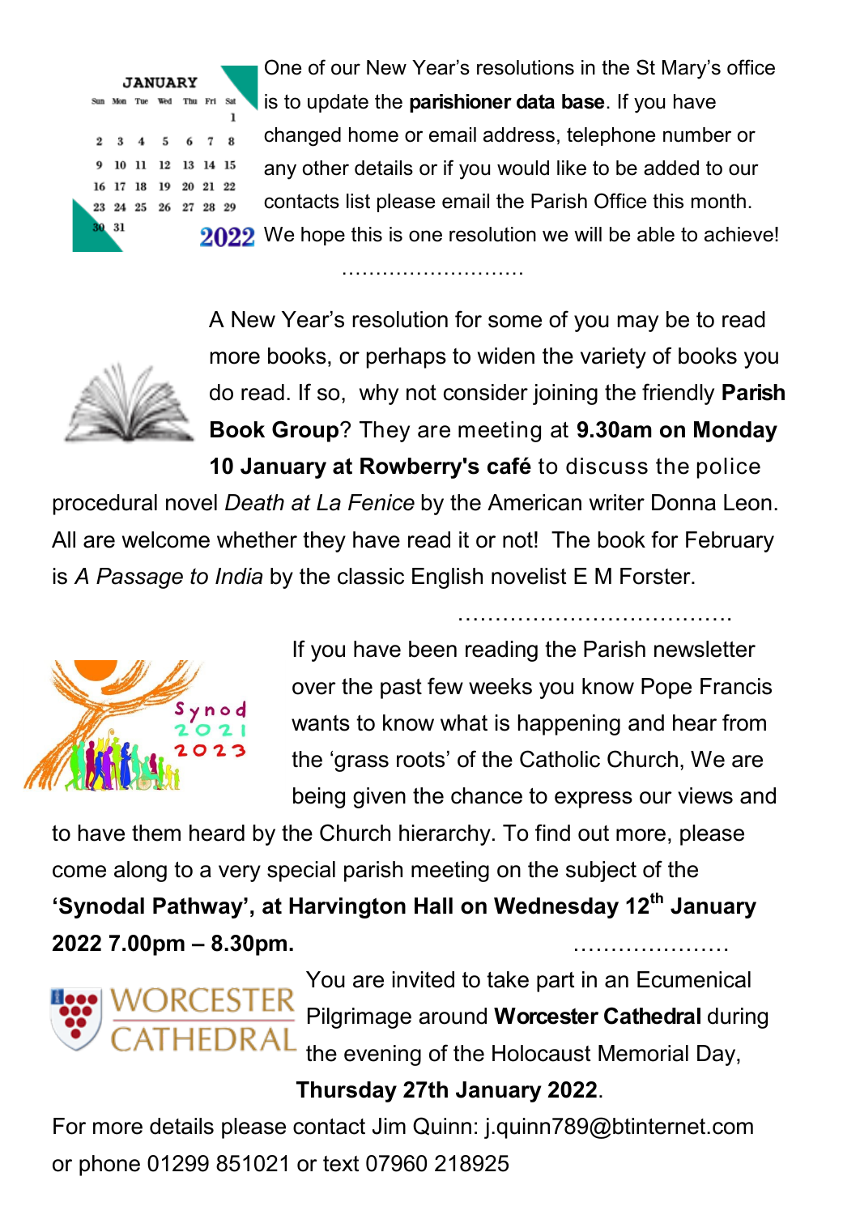One of our New Year's resolutions in the St Mary's office is to update the **parishioner data base**. If you have changed home or email address, telephone number or any other details or if you would like to be added to our contacts list please email the Parish Office this month. We hope this is one resolution we will be able to achieve!

………………………

A New Year's resolution for some of you may be to read more books, or perhaps to widen the variety of books you do read. If so, why not consider joining the friendly **Parish Book Group**? They are meeting at **9.30am on Monday 10 January at Rowberry's café** to discuss the police procedural novel *Death at La Fenice* by the American writer Donna Leon. All are welcome whether they have read it or not! The book for February is *A Passage to India* by the classic English novelist E M Forster.

……………………………….

If you have been reading the Parish newsletter over the past few weeks you know Pope Francis wants to know what is happening and hear from the 'grass roots' of the Catholic Church, We are being given the chance to express our views and to have them heard by the Church hierarchy. To find out more, please come along to a very special parish meeting on the subject of the **'Synodal Pathway', at Harvington Hall on Wednesday 12th January 2022 7.00pm – 8.30pm.**

…………………

You are invited to take part in an Ecumenical Pilgrimage around **Worcester Cathedral** during the evening of the Holocaust Memorial Day, **Thursday 27th January 2022**.

For more details please contact Jim Quinn: j.quinn789@btinternet.com or phone 01299 851021 or text 07960 218925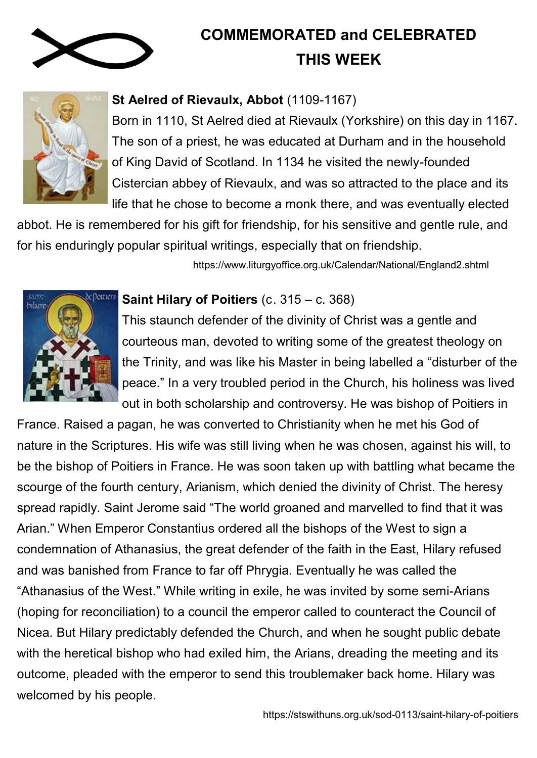# COMMEMORATED and CELEBRATED THIS WEEK

**St Aelred of Rievaulx, Abbot** (1109-1167)

Born in 1110, St Aelred died at Rievaulx (Yorkshire) on this day in 1167. The son of a priest, he was educated at Durham and in the household of King David of Scotland. In 1134 he visited the newly-founded Cistercian abbey of Rievaulx, and was so attracted to the place and its life that he chose to become a monk there, and was eventually elected abbot. He is remembered for his gift for friendship, for his sensitive and gentle rule, and for his enduringly popular spiritual writings, especially that on friendship.

https://www.liturgyoffice.org.uk/Calendar/National/England2.shtml

**Saint Hilary of Poitiers** (c. 315 – c. 368)

This staunch defender of the divinity of Christ was a gentle and courteous man, devoted to writing some of the greatest theology on the Trinity, and was like his Master in being labelled a "disturber of the peace." In a very troubled period in the Church, his holiness was lived out in both scholarship and controversy. He was bishop of Poitiers in France. Raised a pagan, he was converted to Christianity when he met his God of nature in the Scriptures. His wife was still living when he was chosen, against his will, to be the bishop of Poitiers in France. He was soon taken up with battling what became the scourge of the fourth century, Arianism, which denied the divinity of Christ. The heresy spread rapidly. Saint Jerome said "The world groaned and marvelled to find that it was Arian." When Emperor Constantius ordered all the bishops of the West to sign a condemnation of Athanasius, the great defender of the faith in the East, Hilary refused and was banished from France to far off Phrygia. Eventually he was called the "Athanasius of the West." While writing in exile, he was invited by some semi-Arians (hoping for reconciliation) to a council the emperor called to counteract the Council of Nicea. But Hilary predictably defended the Church, and when he sought public debate with the heretical bishop who had exiled him, the Arians, dreading the meeting and its outcome, pleaded with the emperor to send this troublemaker back home. Hilary was welcomed by his people.

https://stswithuns.org.uk/sod-0113/saint-hilary-of-poitiers